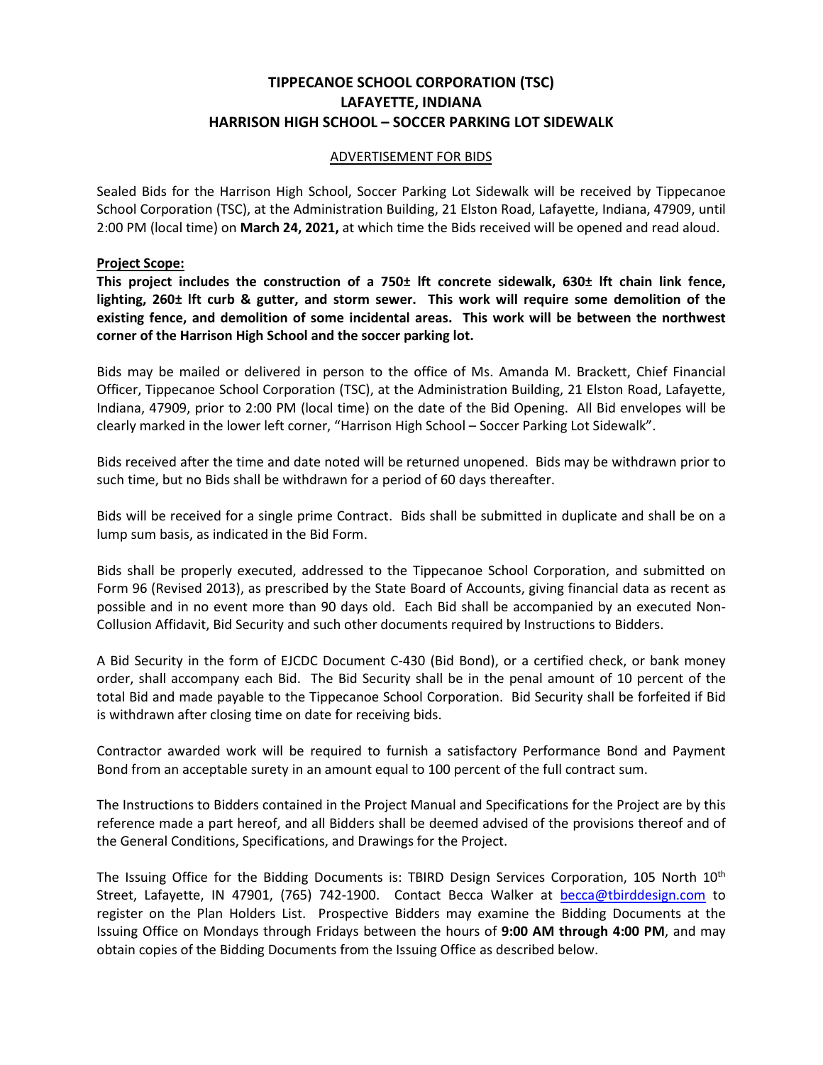# TIPPECANOE SCHOOL CORPORATION (TSC)
# LAFAYETTE, INDIANA
# HARRISON HIGH SCHOOL – SOCCER PARKING LOT SIDEWALK

## ADVERTISEMENT FOR BIDS

Sealed Bids for the Harrison High School, Soccer Parking Lot Sidewalk will be received by Tippecanoe School Corporation (TSC), at the Administration Building, 21 Elston Road, Lafayette, Indiana, 47909, until 2:00 PM (local time) on **March 24, 2021,** at which time the Bids received will be opened and read aloud.

**Project Scope:**

**This project includes the construction of a 750± lft concrete sidewalk, 630± lft chain link fence, lighting, 260± lft curb & gutter, and storm sewer. This work will require some demolition of the existing fence, and demolition of some incidental areas. This work will be between the northwest corner of the Harrison High School and the soccer parking lot.**

Bids may be mailed or delivered in person to the office of Ms. Amanda M. Brackett, Chief Financial Officer, Tippecanoe School Corporation (TSC), at the Administration Building, 21 Elston Road, Lafayette, Indiana, 47909, prior to 2:00 PM (local time) on the date of the Bid Opening. All Bid envelopes will be clearly marked in the lower left corner, "Harrison High School – Soccer Parking Lot Sidewalk".

Bids received after the time and date noted will be returned unopened. Bids may be withdrawn prior to such time, but no Bids shall be withdrawn for a period of 60 days thereafter.

Bids will be received for a single prime Contract. Bids shall be submitted in duplicate and shall be on a lump sum basis, as indicated in the Bid Form.

Bids shall be properly executed, addressed to the Tippecanoe School Corporation, and submitted on Form 96 (Revised 2013), as prescribed by the State Board of Accounts, giving financial data as recent as possible and in no event more than 90 days old. Each Bid shall be accompanied by an executed Non-Collusion Affidavit, Bid Security and such other documents required by Instructions to Bidders.

A Bid Security in the form of EJCDC Document C-430 (Bid Bond), or a certified check, or bank money order, shall accompany each Bid. The Bid Security shall be in the penal amount of 10 percent of the total Bid and made payable to the Tippecanoe School Corporation. Bid Security shall be forfeited if Bid is withdrawn after closing time on date for receiving bids.

Contractor awarded work will be required to furnish a satisfactory Performance Bond and Payment Bond from an acceptable surety in an amount equal to 100 percent of the full contract sum.

The Instructions to Bidders contained in the Project Manual and Specifications for the Project are by this reference made a part hereof, and all Bidders shall be deemed advised of the provisions thereof and of the General Conditions, Specifications, and Drawings for the Project.

The Issuing Office for the Bidding Documents is: TBIRD Design Services Corporation, 105 North 10th Street, Lafayette, IN 47901, (765) 742-1900. Contact Becca Walker at becca@tbirddesign.com to register on the Plan Holders List. Prospective Bidders may examine the Bidding Documents at the Issuing Office on Mondays through Fridays between the hours of **9:00 AM through 4:00 PM**, and may obtain copies of the Bidding Documents from the Issuing Office as described below.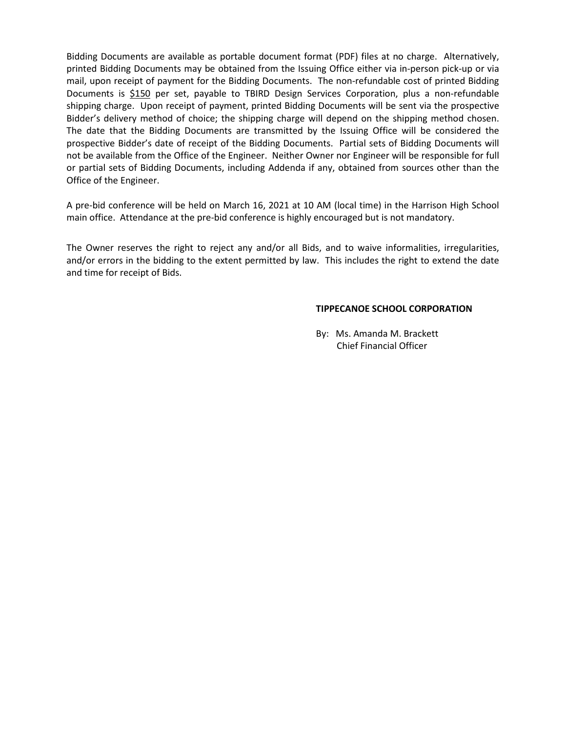Bidding Documents are available as portable document format (PDF) files at no charge. Alternatively, printed Bidding Documents may be obtained from the Issuing Office either via in-person pick-up or via mail, upon receipt of payment for the Bidding Documents. The non-refundable cost of printed Bidding Documents is <u>$150</u> per set, payable to TBIRD Design Services Corporation, plus a non-refundable shipping charge. Upon receipt of payment, printed Bidding Documents will be sent via the prospective Bidder's delivery method of choice; the shipping charge will depend on the shipping method chosen. The date that the Bidding Documents are transmitted by the Issuing Office will be considered the prospective Bidder's date of receipt of the Bidding Documents. Partial sets of Bidding Documents will not be available from the Office of the Engineer. Neither Owner nor Engineer will be responsible for full or partial sets of Bidding Documents, including Addenda if any, obtained from sources other than the Office of the Engineer.

A pre-bid conference will be held on March 16, 2021 at 10 AM (local time) in the Harrison High School main office. Attendance at the pre-bid conference is highly encouraged but is not mandatory.

The Owner reserves the right to reject any and/or all Bids, and to waive informalities, irregularities, and/or errors in the bidding to the extent permitted by law. This includes the right to extend the date and time for receipt of Bids.

**TIPPECANOE SCHOOL CORPORATION**

By: Ms. Amanda M. Brackett
Chief Financial Officer